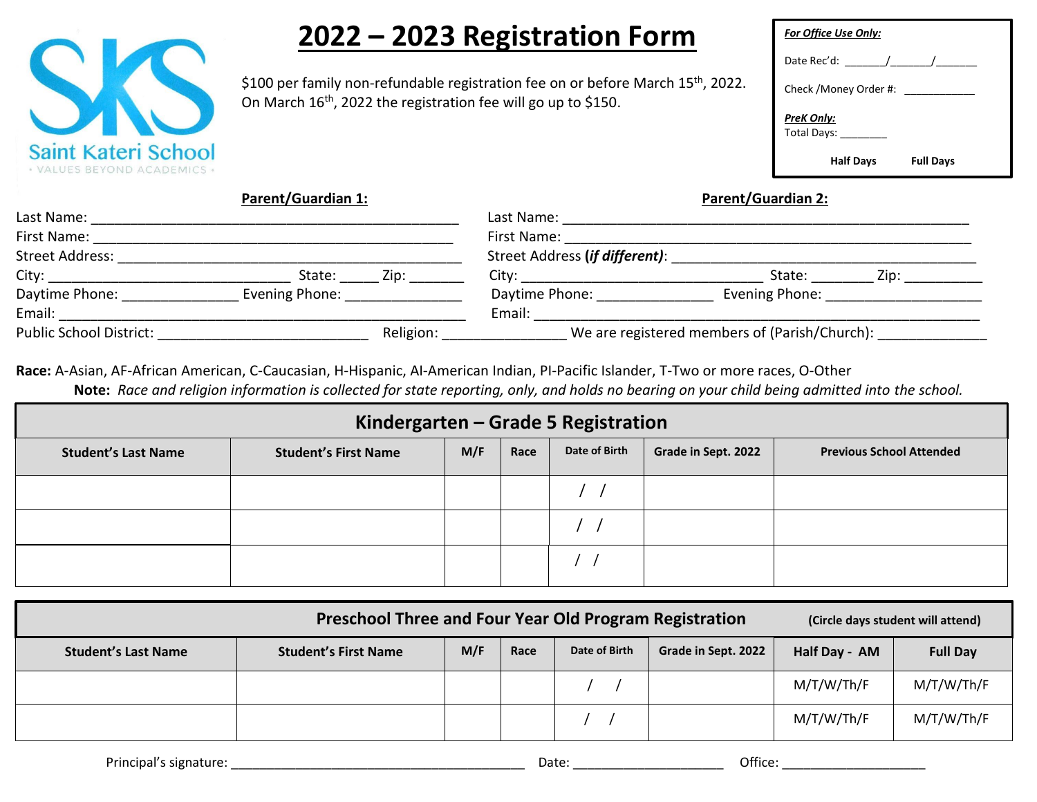Saint Kateri School
• VALUES BEYOND ACADEMICS •

# 2022 – 2023 Registration Form

$100 per family non-refundable registration fee on or before March 15th, 2022.
On March 16th, 2022 the registration fee will go up to $150.

***For Office Use Only:***

Date Rec'd: _______/_______/_______

Check /Money Order #: ___________

***PreK Only:***
Total Days: ________

**Half Days** **Full Days**

**Parent/Guardian 1:**

Last Name: ________________________________________________
First Name: _______________________________________________
Street Address: ____________________________________________
City: ______________________________ State: _____ Zip: _______
Daytime Phone: ______________ Evening Phone: _______________
Email: _____________________________________________________

**Parent/Guardian 2:**

Last Name: ______________________________________________________
First Name: ______________________________________________________
Street Address (***if different***): ______________________________________
City: ______________________________ State: ________ Zip: __________
Daytime Phone: _______________ Evening Phone: ____________________
Email: ___________________________________________________________

Public School District: __________________________ Religion: _______________ We are registered members of (Parish/Church): ______________

**Race:** A-Asian, AF-African American, C-Caucasian, H-Hispanic, AI-American Indian, PI-Pacific Islander, T-Two or more races, O-Other

**Note:** *Race and religion information is collected for state reporting, only, and holds no bearing on your child being admitted into the school.*

## Kindergarten – Grade 5 Registration

| Student's Last Name | Student's First Name | M/F | Race | Date of Birth | Grade in Sept. 2022 | Previous School Attended |
|---|---|---|---|---|---|---|
| | | | | / / | | |
| | | | | / / | | |
| | | | | / / | | |

## Preschool Three and Four Year Old Program Registration

(Circle days student will attend)

| Student's Last Name | Student's First Name | M/F | Race | Date of Birth | Grade in Sept. 2022 | Half Day - AM | Full Day |
|---|---|---|---|---|---|---|---|
| | | | | / / | | M/T/W/Th/F | M/T/W/Th/F |
| | | | | / / | | M/T/W/Th/F | M/T/W/Th/F |

Principal's signature: ________________________________________ Date: ____________________ Office: ___________________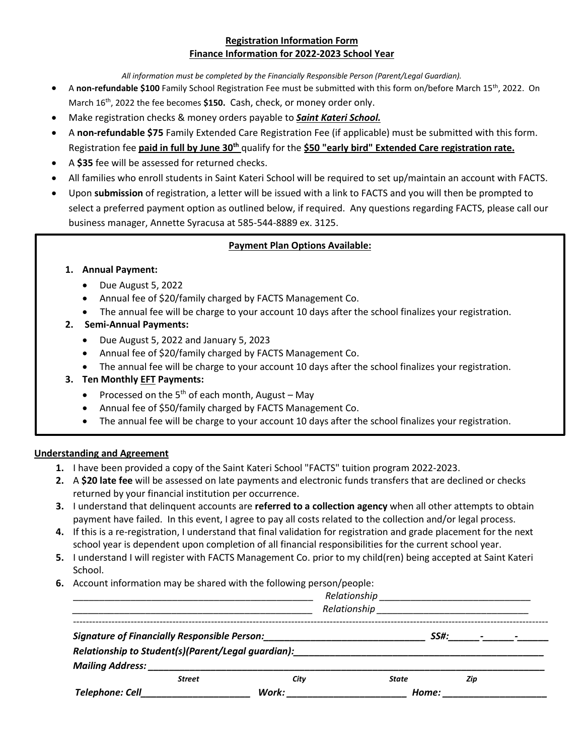**Registration Information Form**
**Finance Information for 2022-2023 School Year**

*All information must be completed by the Financially Responsible Person (Parent/Legal Guardian).*

- A **non-refundable $100** Family School Registration Fee must be submitted with this form on/before March 15th, 2022. On March 16th, 2022 the fee becomes **$150.** Cash, check, or money order only.
- Make registration checks & money orders payable to ***Saint Kateri School.***
- A **non-refundable $75** Family Extended Care Registration Fee (if applicable) must be submitted with this form. Registration fee **paid in full by June 30th** qualify for the **$50 "early bird" Extended Care registration rate.**
- A **$35** fee will be assessed for returned checks.
- All families who enroll students in Saint Kateri School will be required to set up/maintain an account with FACTS.
- Upon **submission** of registration, a letter will be issued with a link to FACTS and you will then be prompted to select a preferred payment option as outlined below, if required. Any questions regarding FACTS, please call our business manager, Annette Syracusa at 585-544-8889 ex. 3125.

**Payment Plan Options Available:**

1. **Annual Payment:**
   - Due August 5, 2022
   - Annual fee of $20/family charged by FACTS Management Co.
   - The annual fee will be charge to your account 10 days after the school finalizes your registration.
2. **Semi-Annual Payments:**
   - Due August 5, 2022 and January 5, 2023
   - Annual fee of $20/family charged by FACTS Management Co.
   - The annual fee will be charge to your account 10 days after the school finalizes your registration.
3. **Ten Monthly EFT Payments:**
   - Processed on the 5th of each month, August – May
   - Annual fee of $50/family charged by FACTS Management Co.
   - The annual fee will be charge to your account 10 days after the school finalizes your registration.

**Understanding and Agreement**

1. I have been provided a copy of the Saint Kateri School "FACTS" tuition program 2022-2023.
2. A **$20 late fee** will be assessed on late payments and electronic funds transfers that are declined or checks returned by your financial institution per occurrence.
3. I understand that delinquent accounts are **referred to a collection agency** when all other attempts to obtain payment have failed. In this event, I agree to pay all costs related to the collection and/or legal process.
4. If this is a re-registration, I understand that final validation for registration and grade placement for the next school year is dependent upon completion of all financial responsibilities for the current school year.
5. I understand I will register with FACTS Management Co. prior to my child(ren) being accepted at Saint Kateri School.
6. Account information may be shared with the following person/people:

_______________________________________________ *Relationship* ______________________________

_______________________________________________ *Relationship* ______________________________

---

***Signature of Financially Responsible Person:***_______________________________ ***SS#:***______-______-______

***Relationship to Student(s)(Parent/Legal guardian):***__________________________________________________

***Mailing Address:*** ______________________________________________________________________________

*Street* *City* *State* *Zip*

***Telephone: Cell***_____________________ ***Work:*** ______________________ ***Home:*** ____________________